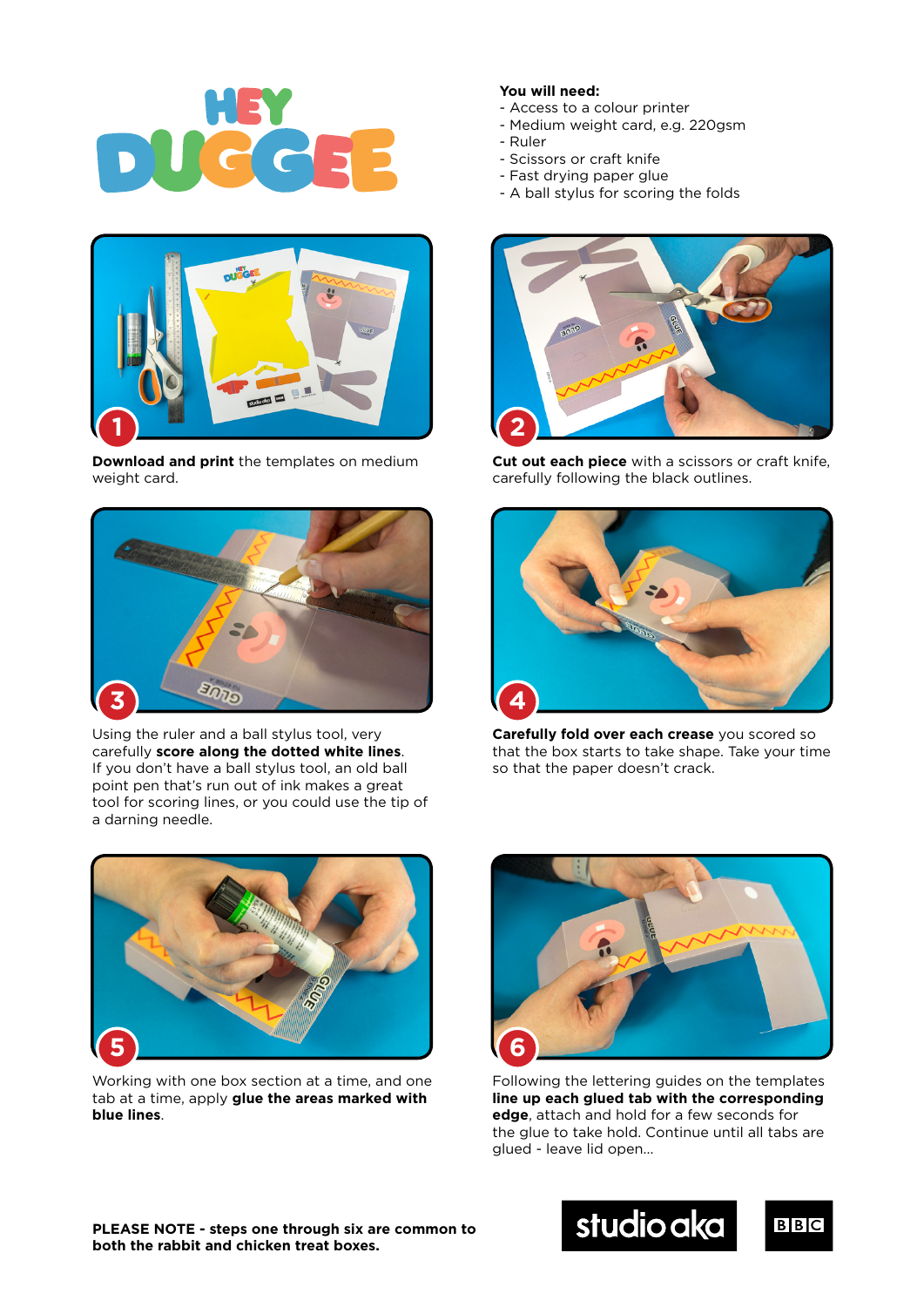# HEY DUGGEE

**You will need:**

- Access to a colour printer
- Medium weight card, e.g. 220gsm
- Ruler
- Scissors or craft knife
- Fast drying paper glue
- A ball stylus for scoring the folds

1. **Download and print** the templates on medium weight card.

2. **Cut out each piece** with a scissors or craft knife, carefully following the black outlines.

3. Using the ruler and a ball stylus tool, very carefully **score along the dotted white lines**. If you don't have a ball stylus tool, an old ball point pen that's run out of ink makes a great tool for scoring lines, or you could use the tip of a darning needle.

4. **Carefully fold over each crease** you scored so that the box starts to take shape. Take your time so that the paper doesn't crack.

5. Working with one box section at a time, and one tab at a time, apply **glue the areas marked with blue lines**.

6. Following the lettering guides on the templates **line up each glued tab with the corresponding edge**, attach and hold for a few seconds for the glue to take hold. Continue until all tabs are glued - leave lid open...

**PLEASE NOTE - steps one through six are common to both the rabbit and chicken treat boxes.**

studio aka

BBC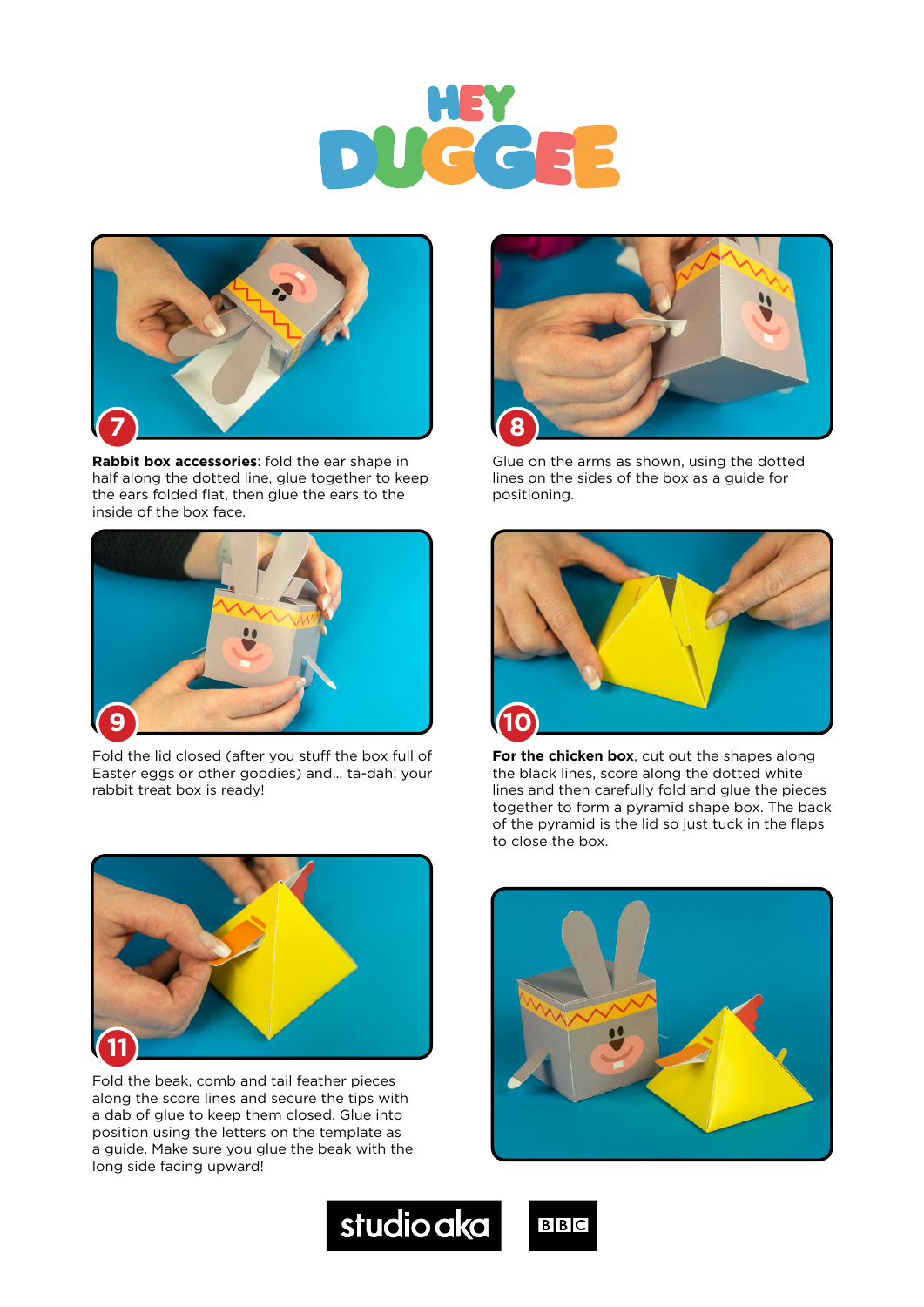# HEY DUGGEE

7

**Rabbit box accessories**: fold the ear shape in half along the dotted line, glue together to keep the ears folded flat, then glue the ears to the inside of the box face.

8

Glue on the arms as shown, using the dotted lines on the sides of the box as a guide for positioning.

9

Fold the lid closed (after you stuff the box full of Easter eggs or other goodies) and... ta-dah! your rabbit treat box is ready!

10

**For the chicken box**, cut out the shapes along the black lines, score along the dotted white lines and then carefully fold and glue the pieces together to form a pyramid shape box. The back of the pyramid is the lid so just tuck in the flaps to close the box.

11

Fold the beak, comb and tail feather pieces along the score lines and secure the tips with a dab of glue to keep them closed. Glue into position using the letters on the template as a guide. Make sure you glue the beak with the long side facing upward!

studio aka

BBC